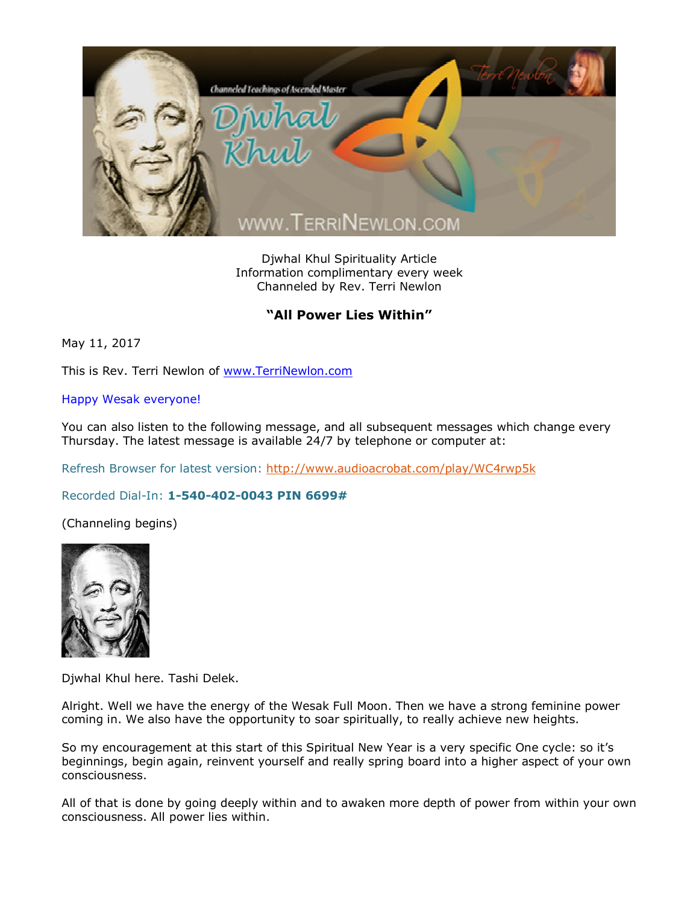Djwhal Khul Spirituality Article
Information complimentary every week
Channeled by Rev. Terri Newlon

## "All Power Lies Within"

May 11, 2017

This is Rev. Terri Newlon of www.TerriNewlon.com

Happy Wesak everyone!

You can also listen to the following message, and all subsequent messages which change every Thursday. The latest message is available 24/7 by telephone or computer at:

Refresh Browser for latest version: http://www.audioacrobat.com/play/WC4rwp5k

Recorded Dial-In: **1-540-402-0043 PIN 6699#**

(Channeling begins)

Djwhal Khul here. Tashi Delek.

Alright. Well we have the energy of the Wesak Full Moon. Then we have a strong feminine power coming in. We also have the opportunity to soar spiritually, to really achieve new heights.

So my encouragement at this start of this Spiritual New Year is a very specific One cycle: so it's beginnings, begin again, reinvent yourself and really spring board into a higher aspect of your own consciousness.

All of that is done by going deeply within and to awaken more depth of power from within your own consciousness. All power lies within.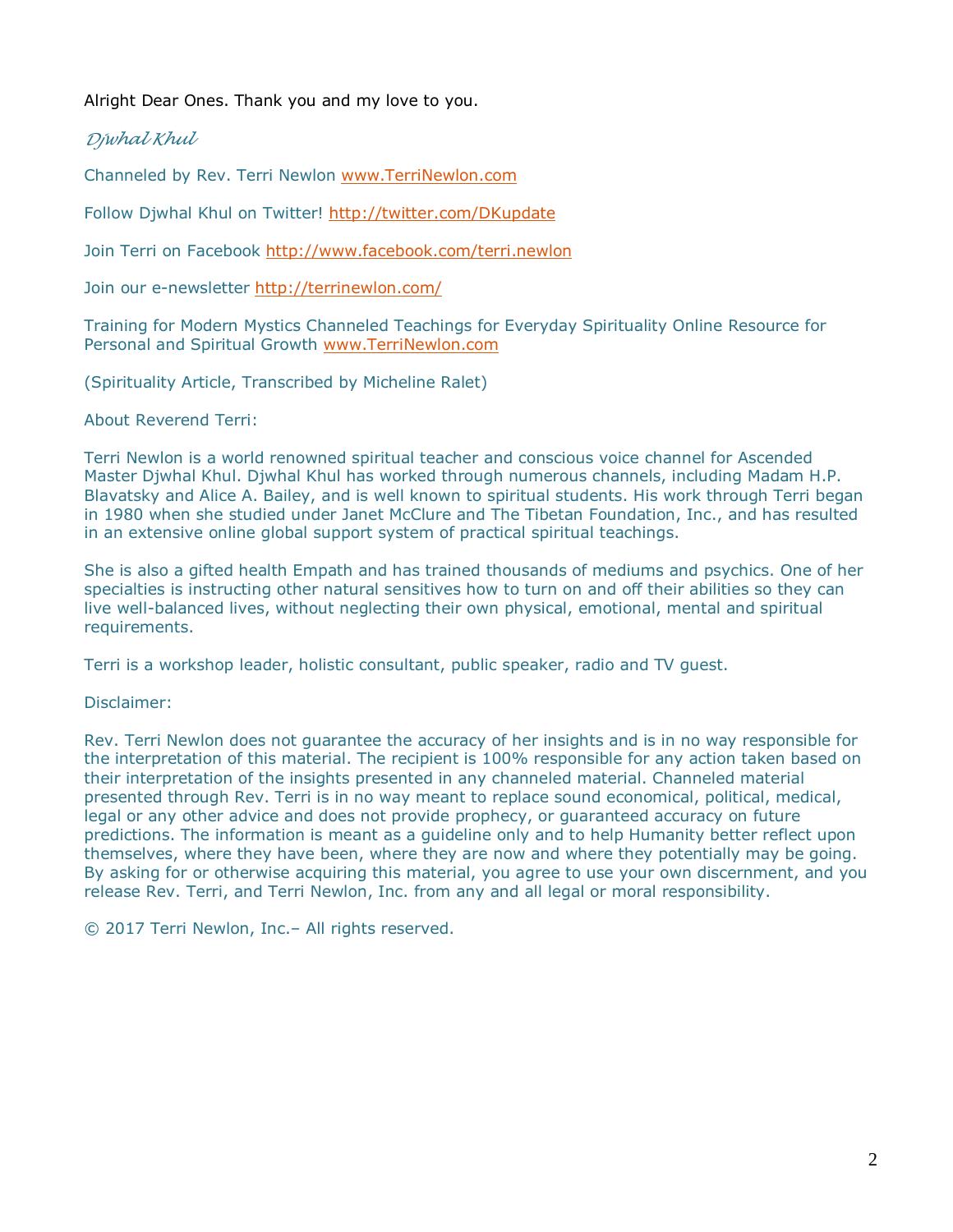Alright Dear Ones. Thank you and my love to you.

*Djwhal Khul*

Channeled by Rev. Terri Newlon [www.TerriNewlon.com](www.TerriNewlon.com)

Follow Djwhal Khul on Twitter! [http://twitter.com/DKupdate](http://twitter.com/DKupdate)

Join Terri on Facebook [http://www.facebook.com/terri.newlon](http://www.facebook.com/terri.newlon)

Join our e-newsletter [http://terrinewlon.com/](http://terrinewlon.com/)

Training for Modern Mystics Channeled Teachings for Everyday Spirituality Online Resource for Personal and Spiritual Growth [www.TerriNewlon.com](www.TerriNewlon.com)

(Spirituality Article, Transcribed by Micheline Ralet)

About Reverend Terri:

Terri Newlon is a world renowned spiritual teacher and conscious voice channel for Ascended Master Djwhal Khul. Djwhal Khul has worked through numerous channels, including Madam H.P. Blavatsky and Alice A. Bailey, and is well known to spiritual students. His work through Terri began in 1980 when she studied under Janet McClure and The Tibetan Foundation, Inc., and has resulted in an extensive online global support system of practical spiritual teachings.

She is also a gifted health Empath and has trained thousands of mediums and psychics. One of her specialties is instructing other natural sensitives how to turn on and off their abilities so they can live well-balanced lives, without neglecting their own physical, emotional, mental and spiritual requirements.

Terri is a workshop leader, holistic consultant, public speaker, radio and TV guest.

Disclaimer:

Rev. Terri Newlon does not guarantee the accuracy of her insights and is in no way responsible for the interpretation of this material. The recipient is 100% responsible for any action taken based on their interpretation of the insights presented in any channeled material. Channeled material presented through Rev. Terri is in no way meant to replace sound economical, political, medical, legal or any other advice and does not provide prophecy, or guaranteed accuracy on future predictions. The information is meant as a guideline only and to help Humanity better reflect upon themselves, where they have been, where they are now and where they potentially may be going. By asking for or otherwise acquiring this material, you agree to use your own discernment, and you release Rev. Terri, and Terri Newlon, Inc. from any and all legal or moral responsibility.

© 2017 Terri Newlon, Inc.– All rights reserved.